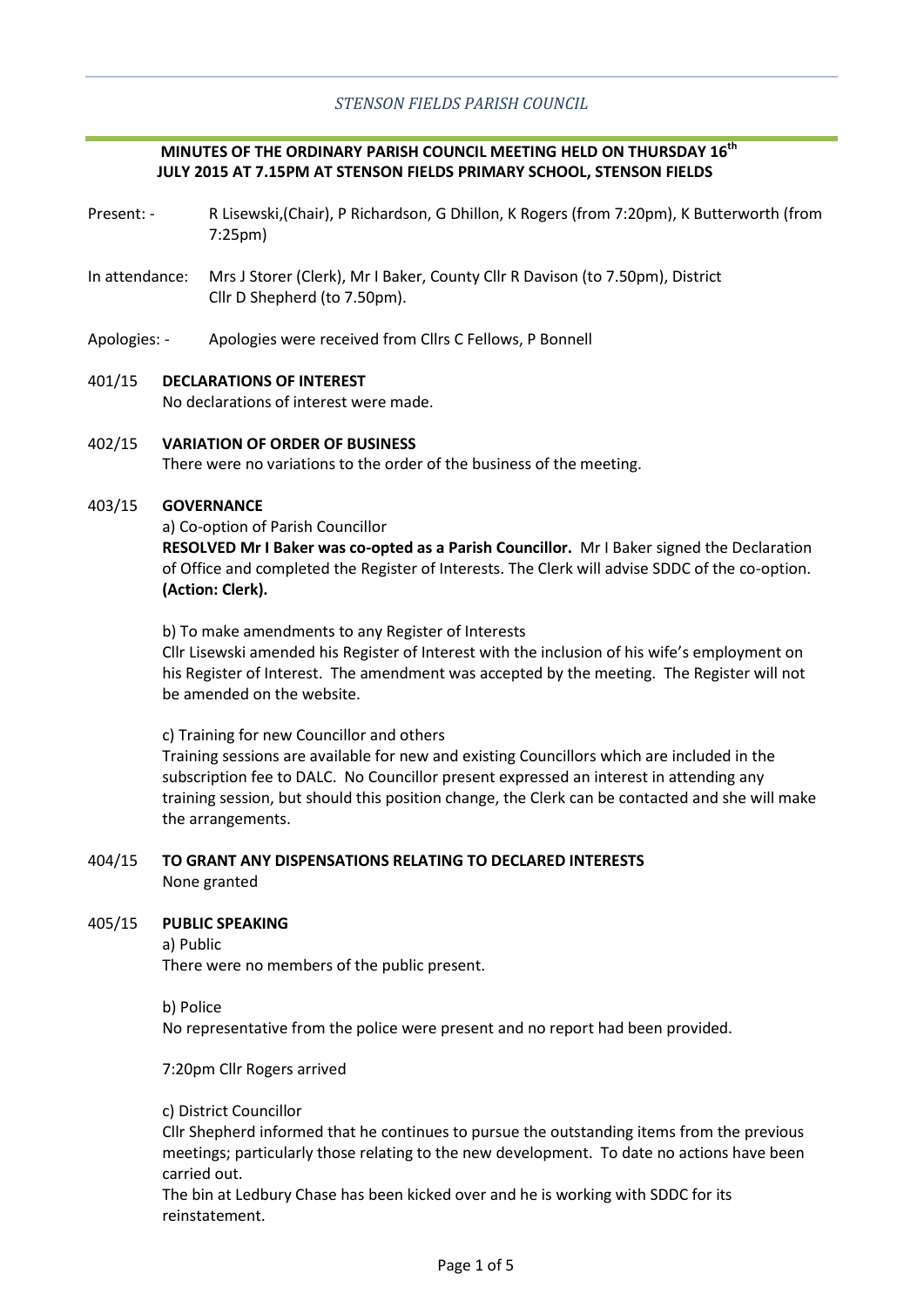*STENSON FIELDS PARISH COUNCIL*

**MINUTES OF THE ORDINARY PARISH COUNCIL MEETING HELD ON THURSDAY 16th JULY 2015 AT 7.15PM AT STENSON FIELDS PRIMARY SCHOOL, STENSON FIELDS**

Present: - R Lisewski,(Chair), P Richardson, G Dhillon, K Rogers (from 7:20pm), K Butterworth (from 7:25pm)

In attendance: Mrs J Storer (Clerk), Mr I Baker, County Cllr R Davison (to 7.50pm), District Cllr D Shepherd (to 7.50pm).

Apologies: - Apologies were received from Cllrs C Fellows, P Bonnell

401/15 **DECLARATIONS OF INTEREST**

No declarations of interest were made.

402/15 **VARIATION OF ORDER OF BUSINESS**

There were no variations to the order of the business of the meeting.

403/15 **GOVERNANCE**

a) Co-option of Parish Councillor

**RESOLVED Mr I Baker was co-opted as a Parish Councillor.** Mr I Baker signed the Declaration of Office and completed the Register of Interests. The Clerk will advise SDDC of the co-option. **(Action: Clerk).**

b) To make amendments to any Register of Interests

Cllr Lisewski amended his Register of Interest with the inclusion of his wife's employment on his Register of Interest. The amendment was accepted by the meeting. The Register will not be amended on the website.

c) Training for new Councillor and others

Training sessions are available for new and existing Councillors which are included in the subscription fee to DALC. No Councillor present expressed an interest in attending any training session, but should this position change, the Clerk can be contacted and she will make the arrangements.

404/15 **TO GRANT ANY DISPENSATIONS RELATING TO DECLARED INTERESTS**

None granted

405/15 **PUBLIC SPEAKING**

a) Public

There were no members of the public present.

b) Police

No representative from the police were present and no report had been provided.

7:20pm Cllr Rogers arrived

c) District Councillor

Cllr Shepherd informed that he continues to pursue the outstanding items from the previous meetings; particularly those relating to the new development. To date no actions have been carried out.

The bin at Ledbury Chase has been kicked over and he is working with SDDC for its reinstatement.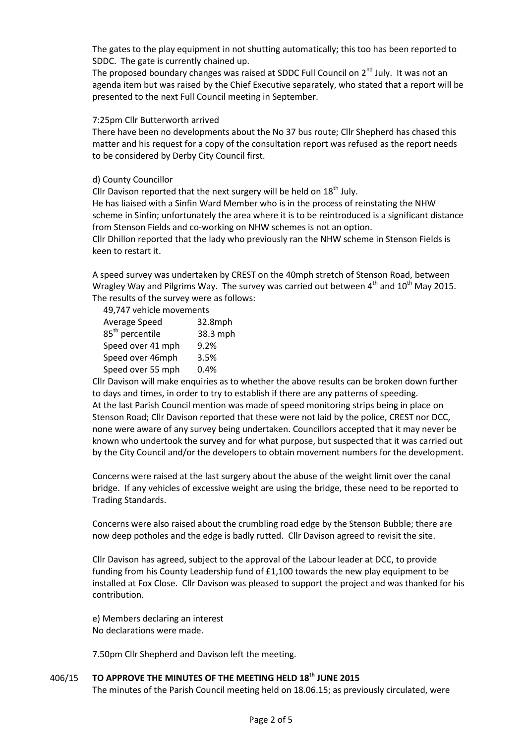The gates to the play equipment in not shutting automatically; this too has been reported to SDDC. The gate is currently chained up.
The proposed boundary changes was raised at SDDC Full Council on 2nd July. It was not an agenda item but was raised by the Chief Executive separately, who stated that a report will be presented to the next Full Council meeting in September.

7:25pm Cllr Butterworth arrived
There have been no developments about the No 37 bus route; Cllr Shepherd has chased this matter and his request for a copy of the consultation report was refused as the report needs to be considered by Derby City Council first.

d) County Councillor
Cllr Davison reported that the next surgery will be held on 18th July.
He has liaised with a Sinfin Ward Member who is in the process of reinstating the NHW scheme in Sinfin; unfortunately the area where it is to be reintroduced is a significant distance from Stenson Fields and co-working on NHW schemes is not an option.
Cllr Dhillon reported that the lady who previously ran the NHW scheme in Stenson Fields is keen to restart it.

A speed survey was undertaken by CREST on the 40mph stretch of Stenson Road, between Wragley Way and Pilgrims Way. The survey was carried out between 4th and 10th May 2015. The results of the survey were as follows:

49,747 vehicle movements

| | |
|---|---|
| Average Speed | 32.8mph |
| 85th percentile | 38.3 mph |
| Speed over 41 mph | 9.2% |
| Speed over 46mph | 3.5% |
| Speed over 55 mph | 0.4% |

Cllr Davison will make enquiries as to whether the above results can be broken down further to days and times, in order to try to establish if there are any patterns of speeding.
At the last Parish Council mention was made of speed monitoring strips being in place on Stenson Road; Cllr Davison reported that these were not laid by the police, CREST nor DCC, none were aware of any survey being undertaken. Councillors accepted that it may never be known who undertook the survey and for what purpose, but suspected that it was carried out by the City Council and/or the developers to obtain movement numbers for the development.

Concerns were raised at the last surgery about the abuse of the weight limit over the canal bridge. If any vehicles of excessive weight are using the bridge, these need to be reported to Trading Standards.

Concerns were also raised about the crumbling road edge by the Stenson Bubble; there are now deep potholes and the edge is badly rutted. Cllr Davison agreed to revisit the site.

Cllr Davison has agreed, subject to the approval of the Labour leader at DCC, to provide funding from his County Leadership fund of £1,100 towards the new play equipment to be installed at Fox Close. Cllr Davison was pleased to support the project and was thanked for his contribution.

e) Members declaring an interest
No declarations were made.

7.50pm Cllr Shepherd and Davison left the meeting.

## 406/15 TO APPROVE THE MINUTES OF THE MEETING HELD 18th JUNE 2015

The minutes of the Parish Council meeting held on 18.06.15; as previously circulated, were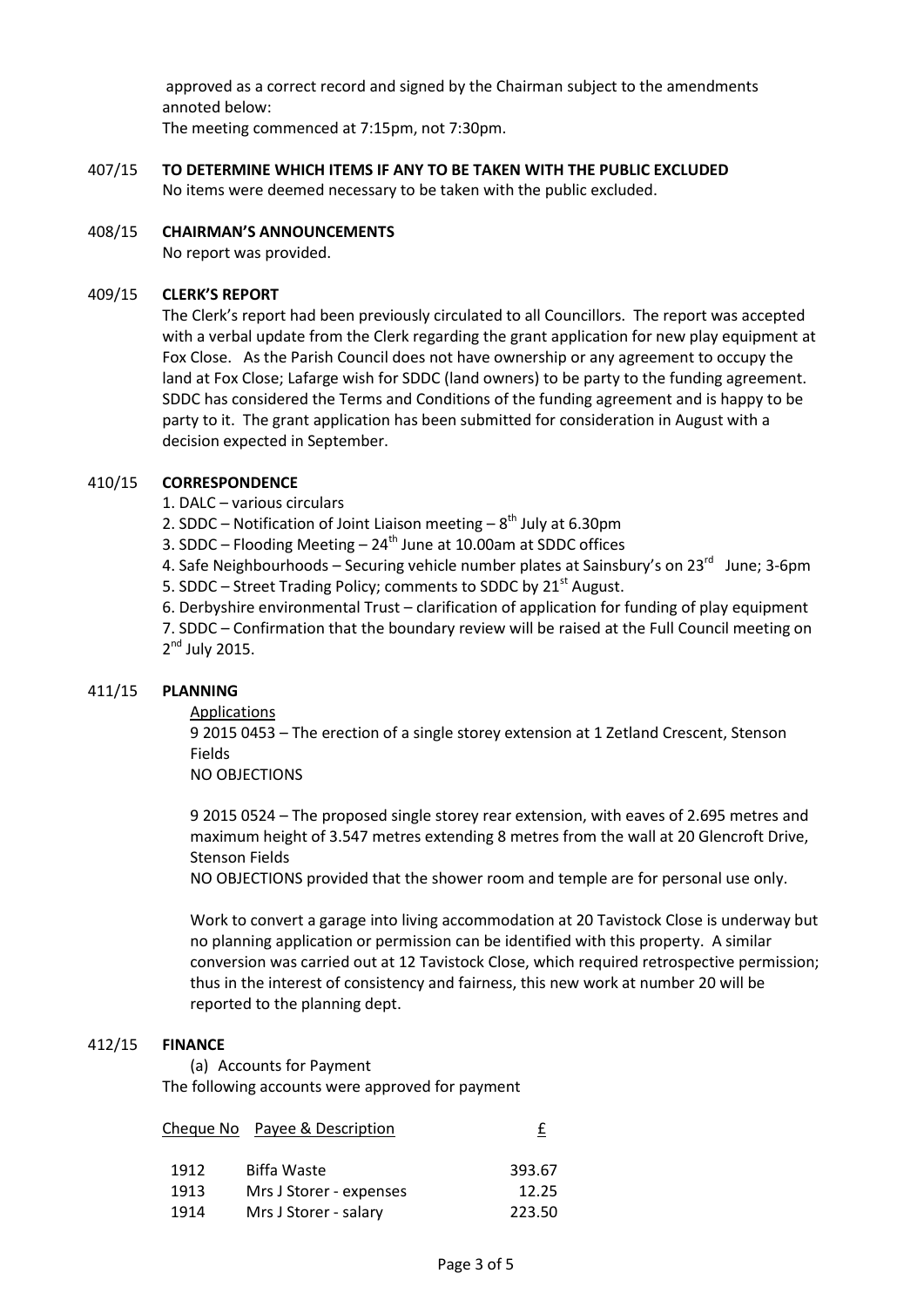approved as a correct record and signed by the Chairman subject to the amendments annoted below:
The meeting commenced at 7:15pm, not 7:30pm.

407/15 **TO DETERMINE WHICH ITEMS IF ANY TO BE TAKEN WITH THE PUBLIC EXCLUDED**
No items were deemed necessary to be taken with the public excluded.

408/15 **CHAIRMAN'S ANNOUNCEMENTS**
No report was provided.

409/15 **CLERK'S REPORT**
The Clerk's report had been previously circulated to all Councillors. The report was accepted with a verbal update from the Clerk regarding the grant application for new play equipment at Fox Close. As the Parish Council does not have ownership or any agreement to occupy the land at Fox Close; Lafarge wish for SDDC (land owners) to be party to the funding agreement. SDDC has considered the Terms and Conditions of the funding agreement and is happy to be party to it. The grant application has been submitted for consideration in August with a decision expected in September.

410/15 **CORRESPONDENCE**

1. DALC – various circulars
2. SDDC – Notification of Joint Liaison meeting – 8th July at 6.30pm
3. SDDC – Flooding Meeting – 24th June at 10.00am at SDDC offices
4. Safe Neighbourhoods – Securing vehicle number plates at Sainsbury's on 23rd June; 3-6pm
5. SDDC – Street Trading Policy; comments to SDDC by 21st August.
6. Derbyshire environmental Trust – clarification of application for funding of play equipment
7. SDDC – Confirmation that the boundary review will be raised at the Full Council meeting on 2nd July 2015.

411/15 **PLANNING**

Applications

9 2015 0453 – The erection of a single storey extension at 1 Zetland Crescent, Stenson Fields
NO OBJECTIONS

9 2015 0524 – The proposed single storey rear extension, with eaves of 2.695 metres and maximum height of 3.547 metres extending 8 metres from the wall at 20 Glencroft Drive, Stenson Fields
NO OBJECTIONS provided that the shower room and temple are for personal use only.

Work to convert a garage into living accommodation at 20 Tavistock Close is underway but no planning application or permission can be identified with this property. A similar conversion was carried out at 12 Tavistock Close, which required retrospective permission; thus in the interest of consistency and fairness, this new work at number 20 will be reported to the planning dept.

412/15 **FINANCE**

(a) Accounts for Payment
The following accounts were approved for payment

| Cheque No | Payee & Description | £ |
|---|---|---|
| 1912 | Biffa Waste | 393.67 |
| 1913 | Mrs J Storer - expenses | 12.25 |
| 1914 | Mrs J Storer - salary | 223.50 |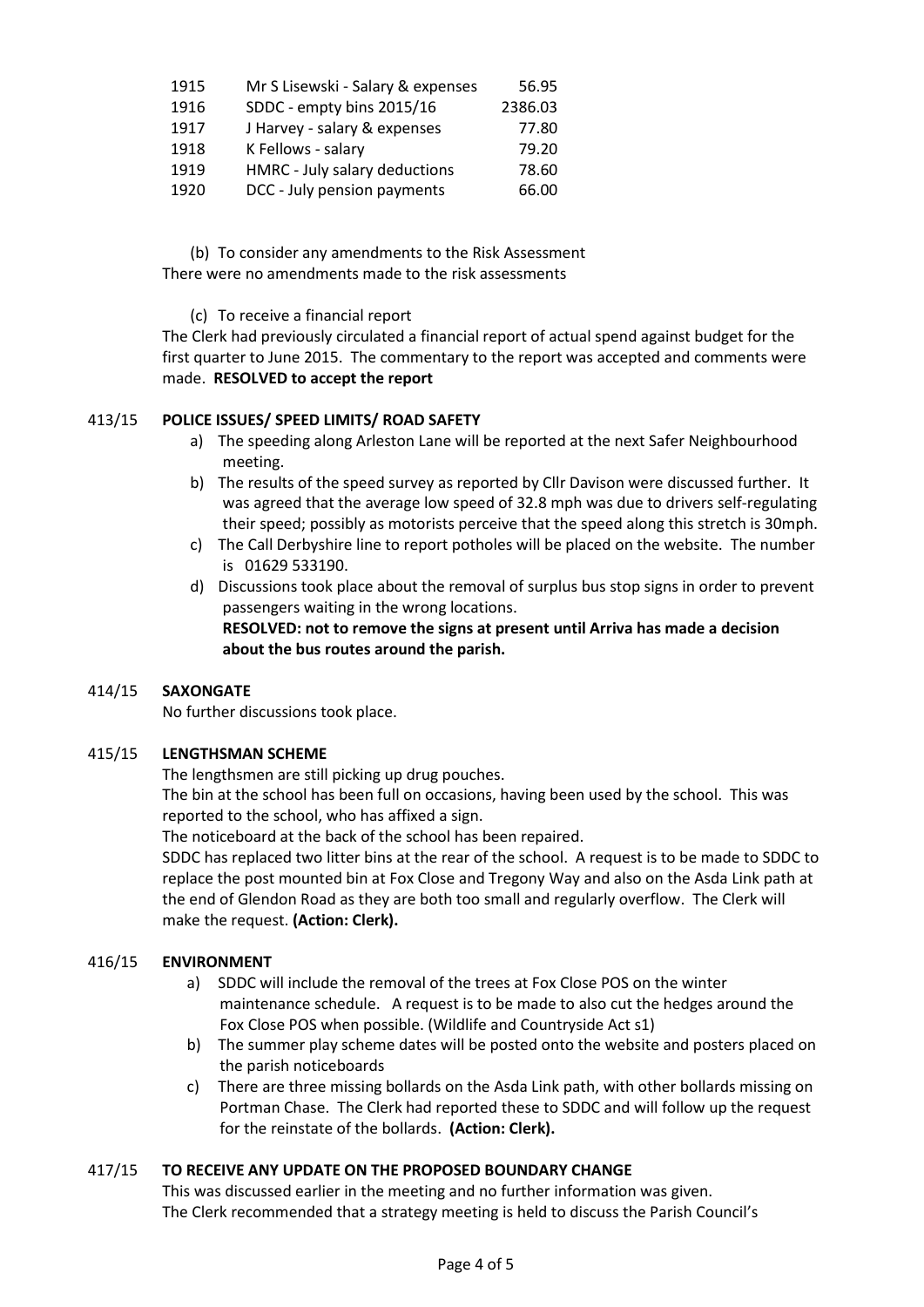| | | |
|---|---|---|
| 1915 | Mr S Lisewski - Salary & expenses | 56.95 |
| 1916 | SDDC - empty bins 2015/16 | 2386.03 |
| 1917 | J Harvey - salary & expenses | 77.80 |
| 1918 | K Fellows - salary | 79.20 |
| 1919 | HMRC - July salary deductions | 78.60 |
| 1920 | DCC - July pension payments | 66.00 |

(b) To consider any amendments to the Risk Assessment

There were no amendments made to the risk assessments

(c) To receive a financial report

The Clerk had previously circulated a financial report of actual spend against budget for the first quarter to June 2015. The commentary to the report was accepted and comments were made. **RESOLVED to accept the report**

## 413/15 POLICE ISSUES/ SPEED LIMITS/ ROAD SAFETY

a) The speeding along Arleston Lane will be reported at the next Safer Neighbourhood meeting.

b) The results of the speed survey as reported by Cllr Davison were discussed further. It was agreed that the average low speed of 32.8 mph was due to drivers self-regulating their speed; possibly as motorists perceive that the speed along this stretch is 30mph.

c) The Call Derbyshire line to report potholes will be placed on the website. The number is 01629 533190.

d) Discussions took place about the removal of surplus bus stop signs in order to prevent passengers waiting in the wrong locations.
**RESOLVED: not to remove the signs at present until Arriva has made a decision about the bus routes around the parish.**

## 414/15 SAXONGATE

No further discussions took place.

## 415/15 LENGTHSMAN SCHEME

The lengthsmen are still picking up drug pouches.

The bin at the school has been full on occasions, having been used by the school. This was reported to the school, who has affixed a sign.

The noticeboard at the back of the school has been repaired.

SDDC has replaced two litter bins at the rear of the school. A request is to be made to SDDC to replace the post mounted bin at Fox Close and Tregony Way and also on the Asda Link path at the end of Glendon Road as they are both too small and regularly overflow. The Clerk will make the request. **(Action: Clerk).**

## 416/15 ENVIRONMENT

a) SDDC will include the removal of the trees at Fox Close POS on the winter maintenance schedule. A request is to be made to also cut the hedges around the Fox Close POS when possible. (Wildlife and Countryside Act s1)

b) The summer play scheme dates will be posted onto the website and posters placed on the parish noticeboards

c) There are three missing bollards on the Asda Link path, with other bollards missing on Portman Chase. The Clerk had reported these to SDDC and will follow up the request for the reinstate of the bollards. **(Action: Clerk).**

## 417/15 TO RECEIVE ANY UPDATE ON THE PROPOSED BOUNDARY CHANGE

This was discussed earlier in the meeting and no further information was given.

The Clerk recommended that a strategy meeting is held to discuss the Parish Council's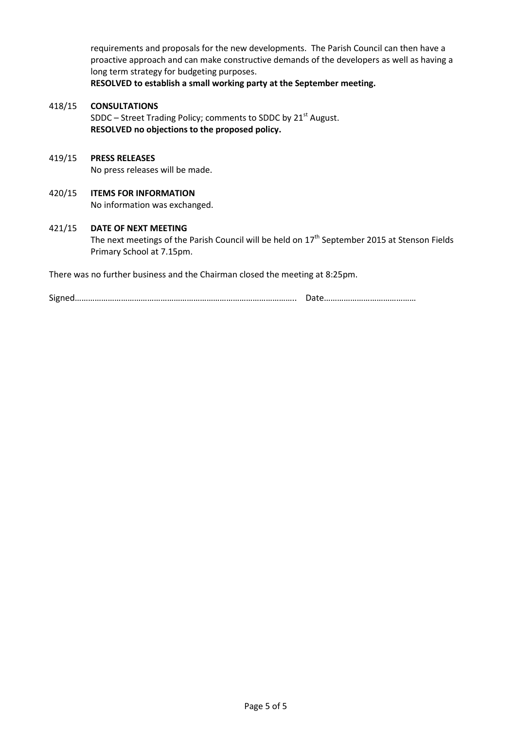requirements and proposals for the new developments. The Parish Council can then have a proactive approach and can make constructive demands of the developers as well as having a long term strategy for budgeting purposes.
**RESOLVED to establish a small working party at the September meeting.**

418/15 **CONSULTATIONS**
SDDC – Street Trading Policy; comments to SDDC by 21st August.
**RESOLVED no objections to the proposed policy.**

419/15 **PRESS RELEASES**
No press releases will be made.

420/15 **ITEMS FOR INFORMATION**
No information was exchanged.

421/15 **DATE OF NEXT MEETING**
The next meetings of the Parish Council will be held on 17th September 2015 at Stenson Fields Primary School at 7.15pm.

There was no further business and the Chairman closed the meeting at 8:25pm.

Signed……………………………………………………………………………………….. Date……………………………………